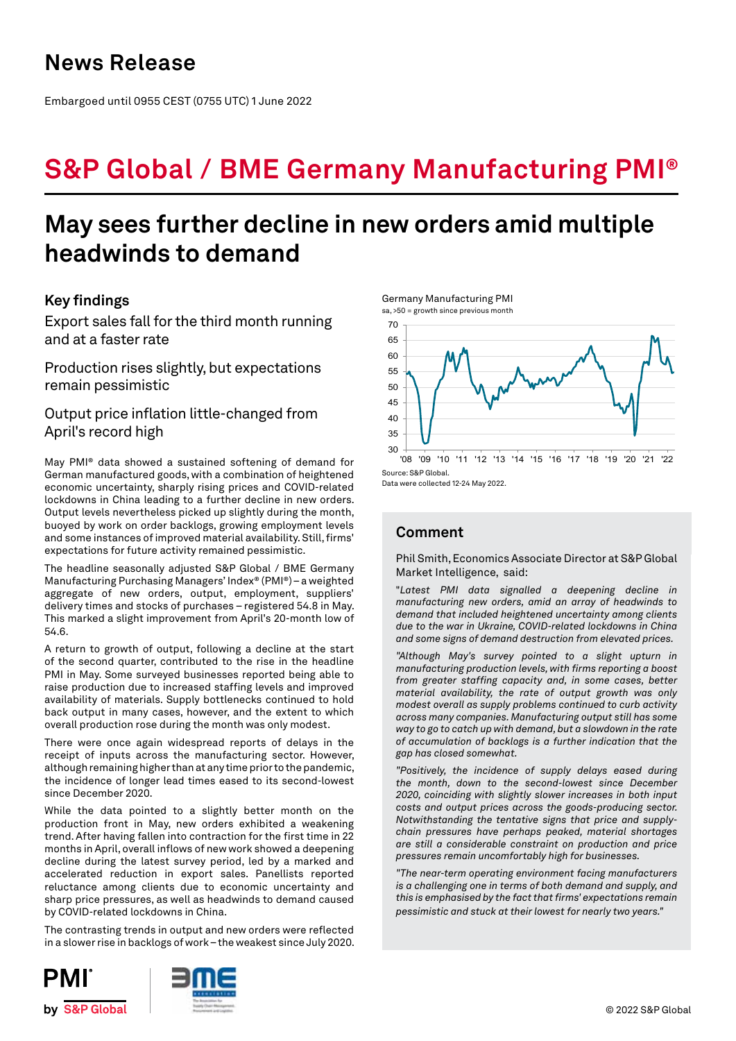# News Release

Embargoed until 0955 CEST (0755 UTC) 1 June 2022

# S&P Global / BME Germany Manufacturing PMI®

## May sees further decline in new orders amid multiple headwinds to demand

### Key findings

Export sales fall for the third month running and at a faster rate

Production rises slightly, but expectations remain pessimistic

Output price inflation little-changed from April's record high

May PMI® data showed a sustained softening of demand for German manufactured goods, with a combination of heightened economic uncertainty, sharply rising prices and COVID-related lockdowns in China leading to a further decline in new orders. Output levels nevertheless picked up slightly during the month, buoyed by work on order backlogs, growing employment levels and some instances of improved material availability. Still, firms' expectations for future activity remained pessimistic.

The headline seasonally adjusted S&P Global / BME Germany Manufacturing Purchasing Managers' Index® (PMI®) – a weighted aggregate of new orders, output, employment, suppliers' delivery times and stocks of purchases – registered 54.8 in May. This marked a slight improvement from April's 20-month low of 54.6.

A return to growth of output, following a decline at the start of the second quarter, contributed to the rise in the headline PMI in May. Some surveyed businesses reported being able to raise production due to increased staffing levels and improved availability of materials. Supply bottlenecks continued to hold back output in many cases, however, and the extent to which overall production rose during the month was only modest.

There were once again widespread reports of delays in the receipt of inputs across the manufacturing sector. However, although remaining higher than at any time prior to the pandemic, the incidence of longer lead times eased to its second-lowest since December 2020.

While the data pointed to a slightly better month on the production front in May, new orders exhibited a weakening trend. After having fallen into contraction for the first time in 22 months in April, overall inflows of new work showed a deepening decline during the latest survey period, led by a marked and accelerated reduction in export sales. Panellists reported reluctance among clients due to economic uncertainty and sharp price pressures, as well as headwinds to demand caused by COVID-related lockdowns in China.

The contrasting trends in output and new orders were reflected in a slower rise in backlogs of work – the weakest since July 2020.

Germany Manufacturing PMI

sa, >50 = growth since previous month

Source: S&P Global.

Data were collected 12-24 May 2022.

### Comment

Phil Smith, Economics Associate Director at S&P Global Market Intelligence, said:

*"Latest PMI data signalled a deepening decline in manufacturing new orders, amid an array of headwinds to demand that included heightened uncertainty among clients due to the war in Ukraine, COVID-related lockdowns in China and some signs of demand destruction from elevated prices.*

*"Although May's survey pointed to a slight upturn in manufacturing production levels, with firms reporting a boost from greater staffing capacity and, in some cases, better material availability, the rate of output growth was only modest overall as supply problems continued to curb activity across many companies. Manufacturing output still has some way to go to catch up with demand, but a slowdown in the rate of accumulation of backlogs is a further indication that the gap has closed somewhat.*

*"Positively, the incidence of supply delays eased during the month, down to the second-lowest since December 2020, coinciding with slightly slower increases in both input costs and output prices across the goods-producing sector. Notwithstanding the tentative signs that price and supply-chain pressures have perhaps peaked, material shortages are still a considerable constraint on production and price pressures remain uncomfortably high for businesses.*

*"The near-term operating environment facing manufacturers is a challenging one in terms of both demand and supply, and this is emphasised by the fact that firms' expectations remain pessimistic and stuck at their lowest for nearly two years."*

© 2022 S&P Global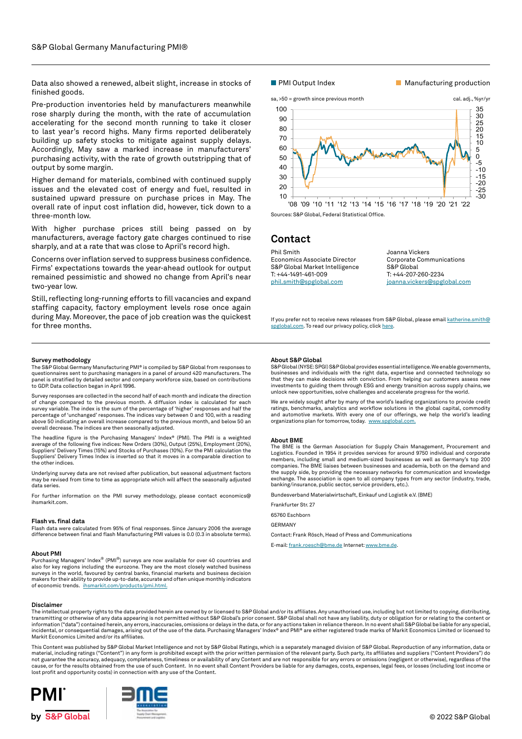Data also showed a renewed, albeit slight, increase in stocks of finished goods.

Pre-production inventories held by manufacturers meanwhile rose sharply during the month, with the rate of accumulation accelerating for the second month running to take it closer to last year's record highs. Many firms reported deliberately building up safety stocks to mitigate against supply delays. Accordingly, May saw a marked increase in manufacturers' purchasing activity, with the rate of growth outstripping that of output by some margin.

Higher demand for materials, combined with continued supply issues and the elevated cost of energy and fuel, resulted in sustained upward pressure on purchase prices in May. The overall rate of input cost inflation did, however, tick down to a three-month low.

With higher purchase prices still being passed on by manufacturers, average factory gate charges continued to rise sharply, and at a rate that was close to April's record high.

Concerns over inflation served to suppress business confidence. Firms' expectations towards the year-ahead outlook for output remained pessimistic and showed no change from April's near two-year low.

Still, reflecting long-running efforts to fill vacancies and expand staffing capacity, factory employment levels rose once again during May. Moreover, the pace of job creation was the quickest for three months.

PMI Output Index
Manufacturing production
sa, >50 = growth since previous month
cal. adj., %yr/yr
100 90 80 70 60 50 40 30 20 10
35 30 25 20 15 10 5 0 -5 -10 -15 -20 -25 -30
'08 '09 '10 '11 '12 '13 '14 '15 '16 '17 '18 '19 '20 '21 '22

Sources: S&P Global, Federal Statistical Office.

## Contact

Phil Smith
Economics Associate Director
S&P Global Market Intelligence
T: +44-1491-461-009
phil.smith@spglobal.com

Joanna Vickers
Corporate Communications
S&P Global
T: +44-207-260-2234
joanna.vickers@spglobal.com

If you prefer not to receive news releases from S&P Global, please email katherine.smith@spglobal.com. To read our privacy policy, click here.

### Survey methodology

The S&P Global Germany Manufacturing PMI® is compiled by S&P Global from responses to questionnaires sent to purchasing managers in a panel of around 420 manufacturers. The panel is stratified by detailed sector and company workforce size, based on contributions to GDP. Data collection began in April 1996.

Survey responses are collected in the second half of each month and indicate the direction of change compared to the previous month. A diffusion index is calculated for each survey variable. The index is the sum of the percentage of 'higher' responses and half the percentage of 'unchanged' responses. The indices vary between 0 and 100, with a reading above 50 indicating an overall increase compared to the previous month, and below 50 an overall decrease. The indices are then seasonally adjusted.

The headline figure is the Purchasing Managers' Index® (PMI). The PMI is a weighted average of the following five indices: New Orders (30%), Output (25%), Employment (20%), Suppliers' Delivery Times (15%) and Stocks of Purchases (10%). For the PMI calculation the Suppliers' Delivery Times Index is inverted so that it moves in a comparable direction to the other indices.

Underlying survey data are not revised after publication, but seasonal adjustment factors may be revised from time to time as appropriate which will affect the seasonally adjusted data series.

For further information on the PMI survey methodology, please contact economics@ihsmarkit.com.

### Flash vs. final data

Flash data were calculated from 95% of final responses. Since January 2006 the average difference between final and flash Manufacturing PMI values is 0.0 (0.3 in absolute terms).

### About PMI

Purchasing Managers' Index® (PMI®) surveys are now available for over 40 countries and also for key regions including the eurozone. They are the most closely watched business surveys in the world, favoured by central banks, financial markets and business decision makers for their ability to provide up-to-date, accurate and often unique monthly indicators of economic trends. ihsmarkit.com/products/pmi.html.

### About S&P Global

S&P Global (NYSE: SPGI) S&P Global provides essential intelligence. We enable governments, businesses and individuals with the right data, expertise and connected technology so that they can make decisions with conviction. From helping our customers assess new investments to guiding them through ESG and energy transition across supply chains, we unlock new opportunities, solve challenges and accelerate progress for the world.

We are widely sought after by many of the world's leading organizations to provide credit ratings, benchmarks, analytics and workflow solutions in the global capital, commodity and automotive markets. With every one of our offerings, we help the world's leading organizations plan for tomorrow, today. www.spglobal.com.

### About BME

The BME is the German Association for Supply Chain Management, Procurement and Logistics. Founded in 1954 it provides services for around 9750 individual and corporate members, including small and medium-sized businesses as well as Germany's top 200 companies. The BME liaises between businesses and academia, both on the demand and the supply side, by providing the necessary networks for communication and knowledge exchange. The association is open to all company types from any sector (industry, trade, banking/insurance, public sector, service providers, etc.).

Bundesverband Materialwirtschaft, Einkauf und Logistik e.V. (BME)

Frankfurter Str. 27

65760 Eschborn

GERMANY

Contact: Frank Rösch, Head of Press and Communications

E-mail: frank.roesch@bme.de Internet: www.bme.de.

### Disclaimer

The intellectual property rights to the data provided herein are owned by or licensed to S&P Global and/or its affiliates. Any unauthorised use, including but not limited to copying, distributing, transmitting or otherwise of any data appearing is not permitted without S&P Global's prior consent. S&P Global shall not have any liability, duty or obligation for or relating to the content or information ("data") contained herein, any errors, inaccuracies, omissions or delays in the data, or for any actions taken in reliance thereon. In no event shall S&P Global be liable for any special, incidental, or consequential damages, arising out of the use of the data. Purchasing Managers' Index® and PMI® are either registered trade marks of Markit Economics Limited or licensed to Markit Economics Limited and/or its affiliates.

This Content was published by S&P Global Market Intelligence and not by S&P Global Ratings, which is a separately managed division of S&P Global. Reproduction of any information, data or material, including ratings ("Content") in any form is prohibited except with the prior written permission of the relevant party. Such party, its affiliates and suppliers ("Content Providers") do not guarantee the accuracy, adequacy, completeness, timeliness or availability of any Content and are not responsible for any errors or omissions (negligent or otherwise), regardless of the cause, or for the results obtained from the use of such Content. In no event shall Content Providers be liable for any damages, costs, expenses, legal fees, or losses (including lost income or lost profit and opportunity costs) in connection with any use of the Content.

PMI by S&P Global

© 2022 S&P Global